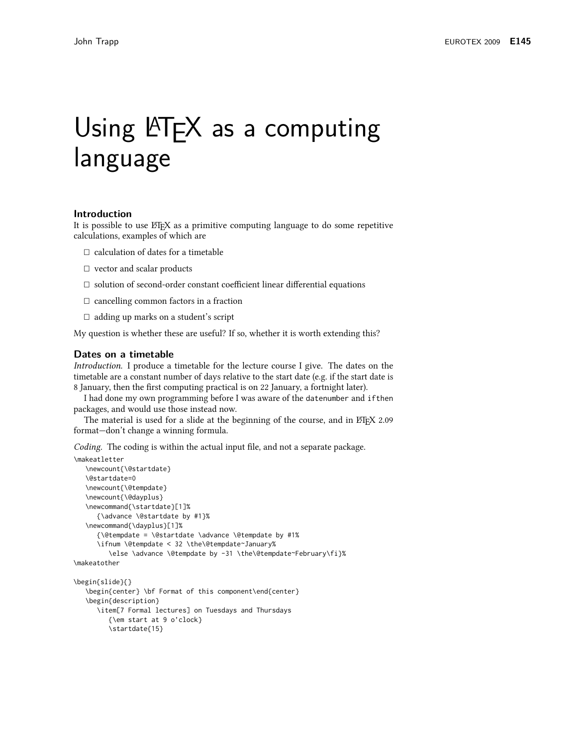# Using LaTeX as a computing language

## Introduction

It is possible to use LaTeX as a primitive computing language to do some repetitive calculations, examples of which are

- calculation of dates for a timetable
- vector and scalar products
- solution of second-order constant coefficient linear differential equations
- cancelling common factors in a fraction
- adding up marks on a student's script

My question is whether these are useful? If so, whether it is worth extending this?

## Dates on a timetable

*Introduction.* I produce a timetable for the lecture course I give. The dates on the timetable are a constant number of days relative to the start date (e.g. if the start date is 8 January, then the first computing practical is on 22 January, a fortnight later).

I had done my own programming before I was aware of the `datenumber` and `ifthen` packages, and would use those instead now.

The material is used for a slide at the beginning of the course, and in LaTeX 2.09 format—don't change a winning formula.

*Coding.* The coding is within the actual input file, and not a separate package.

```
\makeatletter
   \newcount{\@startdate}
   \@startdate=0
   \newcount{\@tempdate}
   \newcount{\@dayplus}
   \newcommand{\startdate}[1]%
      {\advance \@startdate by #1}%
   \newcommand{\dayplus}[1]%
      {\@tempdate = \@startdate \advance \@tempdate by #1%
      \ifnum \@tempdate < 32 \the\@tempdate~January%
         \else \advance \@tempdate by -31 \the\@tempdate~February\fi}%
\makeatother

\begin{slide}{}
   \begin{center} \bf Format of this component\end{center}
   \begin{description}
      \item[7 Formal lectures] on Tuesdays and Thursdays
         {\em start at 9 o'clock}
         \startdate{15}
```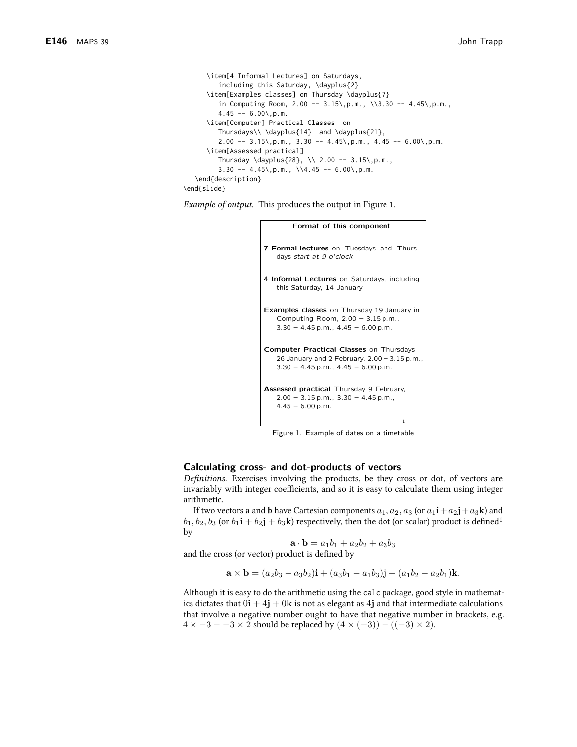```
      \item[4 Informal Lectures] on Saturdays,
         including this Saturday, \dayplus{2}
      \item[Examples classes] on Thursday \dayplus{7}
         in Computing Room, 2.00 -- 3.15\,p.m., \\3.30 -- 4.45\,p.m.,
         4.45 -- 6.00\,p.m.
      \item[Computer] Practical Classes  on
         Thursdays\\ \dayplus{14}  and \dayplus{21},
         2.00 -- 3.15\,p.m., 3.30 -- 4.45\,p.m., 4.45 -- 6.00\,p.m.
      \item[Assessed practical]
         Thursday \dayplus{28}, \\ 2.00 -- 3.15\,p.m.,
         3.30 -- 4.45\,p.m., \\4.45 -- 6.00\,p.m.
   \end{description}
\end{slide}
```

*Example of output.* This produces the output in Figure 1.

**Format of this component**

**7 Formal lectures** on Tuesdays and Thursdays *start at 9 o'clock*

**4 Informal Lectures** on Saturdays, including this Saturday, 14 January

**Examples classes** on Thursday 19 January in Computing Room, 2.00 − 3.15 p.m., 3.30 − 4.45 p.m., 4.45 − 6.00 p.m.

**Computer Practical Classes** on Thursdays 26 January and 2 February, 2.00 − 3.15 p.m., 3.30 − 4.45 p.m., 4.45 − 6.00 p.m.

**Assessed practical** Thursday 9 February, 2.00 − 3.15 p.m., 3.30 − 4.45 p.m., 4.45 − 6.00 p.m.

1

Figure 1. Example of dates on a timetable

## Calculating cross- and dot-products of vectors

*Definitions.* Exercises involving the products, be they cross or dot, of vectors are invariably with integer coefficients, and so it is easy to calculate them using integer arithmetic.

If two vectors **a** and **b** have Cartesian components $a_1, a_2, a_3$ (or $a_1\mathbf{i}+a_2\mathbf{j}+a_3\mathbf{k}$) and $b_1, b_2, b_3$ (or $b_1\mathbf{i}+b_2\mathbf{j}+b_3\mathbf{k}$) respectively, then the dot (or scalar) product is defined[1] by

$$\mathbf{a}\cdot\mathbf{b} = a_1b_1 + a_2b_2 + a_3b_3$$

and the cross (or vector) product is defined by

$$\mathbf{a}\times\mathbf{b} = (a_2b_3 - a_3b_2)\mathbf{i} + (a_3b_1 - a_1b_3)\mathbf{j} + (a_1b_2 - a_2b_1)\mathbf{k}.$$

Although it is easy to do the arithmetic using the `calc` package, good style in mathematics dictates that $0\mathbf{i}+4\mathbf{j}+0\mathbf{k}$ is not as elegant as $4\mathbf{j}$ and that intermediate calculations that involve a negative number ought to have that negative number in brackets, e.g. $4\times -3 - -3\times 2$ should be replaced by $(4\times(-3)) - ((-3)\times 2)$.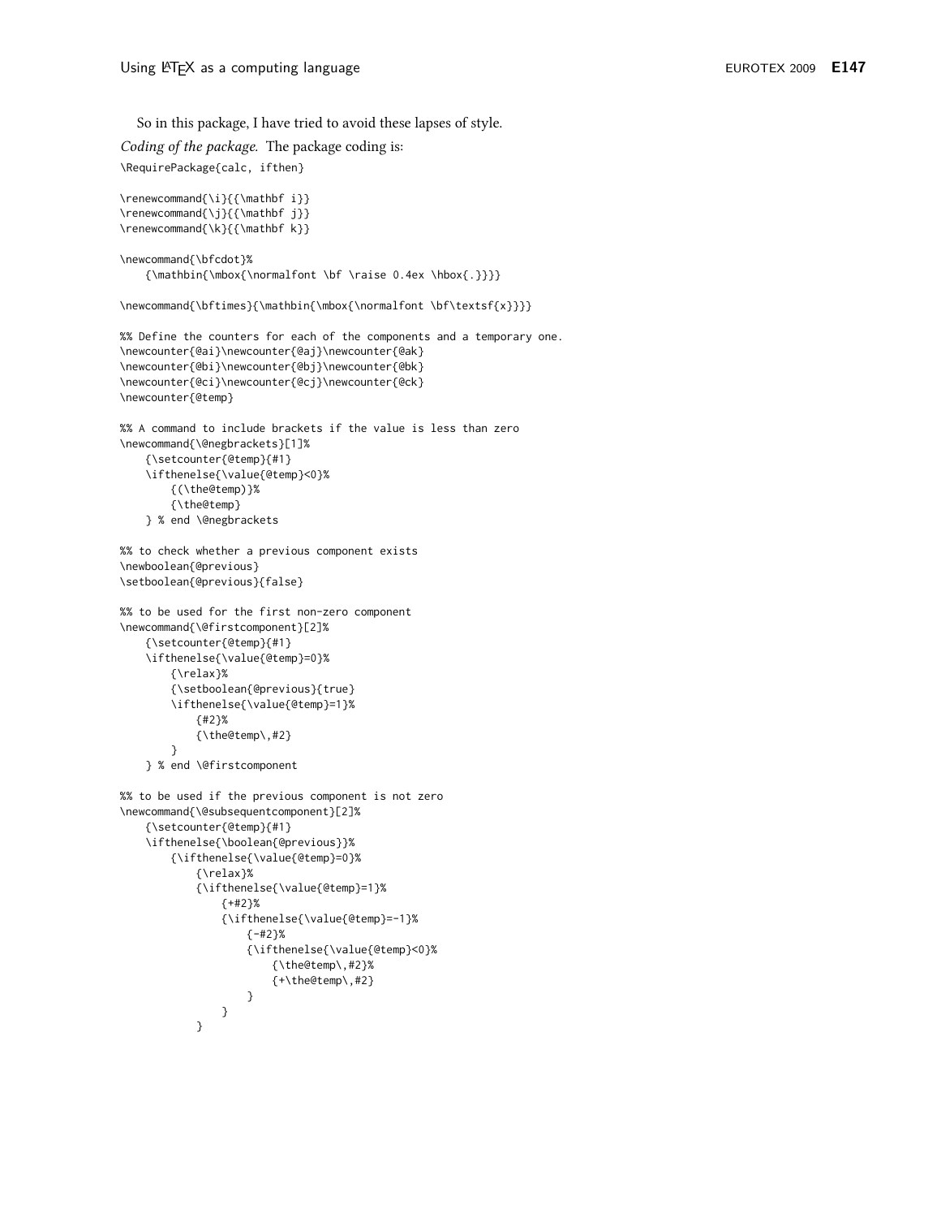So in this package, I have tried to avoid these lapses of style.

*Coding of the package.* The package coding is:

```
\RequirePackage{calc, ifthen}

\renewcommand{\i}{{\mathbf i}}
\renewcommand{\j}{{\mathbf j}}
\renewcommand{\k}{{\mathbf k}}

\newcommand{\bfcdot}%
    {\mathbin{\mbox{\normalfont \bf \raise 0.4ex \hbox{.}}}}

\newcommand{\bftimes}{\mathbin{\mbox{\normalfont \bf\textsf{x}}}}

%% Define the counters for each of the components and a temporary one.
\newcounter{@ai}\newcounter{@aj}\newcounter{@ak}
\newcounter{@bi}\newcounter{@bj}\newcounter{@bk}
\newcounter{@ci}\newcounter{@cj}\newcounter{@ck}
\newcounter{@temp}

%% A command to include brackets if the value is less than zero
\newcommand{\@negbrackets}[1]%
    {\setcounter{@temp}{#1}
    \ifthenelse{\value{@temp}<0}%
        {(\the@temp)}%
        {\the@temp}
    } % end \@negbrackets

%% to check whether a previous component exists
\newboolean{@previous}
\setboolean{@previous}{false}

%% to be used for the first non-zero component
\newcommand{\@firstcomponent}[2]%
    {\setcounter{@temp}{#1}
    \ifthenelse{\value{@temp}=0}%
        {\relax}%
        {\setboolean{@previous}{true}
        \ifthenelse{\value{@temp}=1}%
            {#2}%
            {\the@temp\,#2}
        }
    } % end \@firstcomponent

%% to be used if the previous component is not zero
\newcommand{\@subsequentcomponent}[2]%
    {\setcounter{@temp}{#1}
    \ifthenelse{\boolean{@previous}}%
        {\ifthenelse{\value{@temp}=0}%
            {\relax}%
            {\ifthenelse{\value{@temp}=1}%
                {+#2}%
                {\ifthenelse{\value{@temp}=-1}%
                    {-#2}%
                    {\ifthenelse{\value{@temp}<0}%
                        {\the@temp\,#2}%
                        {+\the@temp\,#2}
                    }
                }
            }
```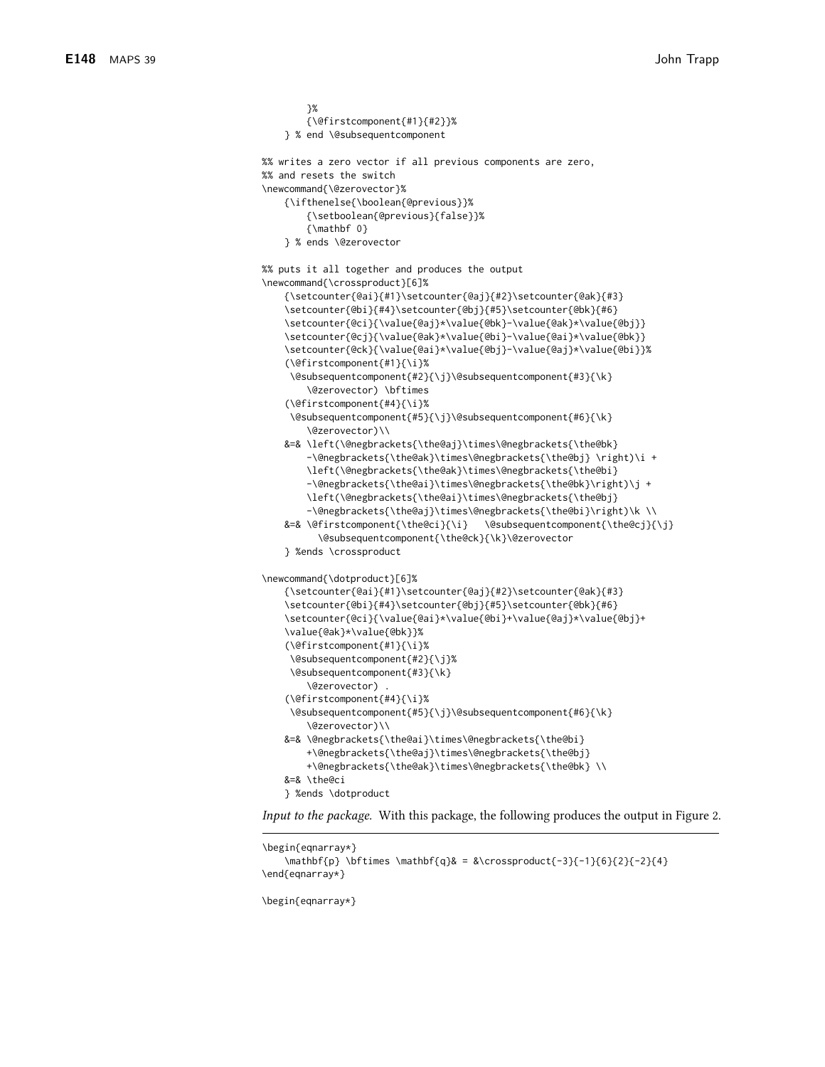```
        }%
        {\@firstcomponent{#1}{#2}}%
    } % end \@subsequentcomponent

%% writes a zero vector if all previous components are zero,
%% and resets the switch
\newcommand{\@zerovector}%
    {\ifthenelse{\boolean{@previous}}%
        {\setboolean{@previous}{false}}%
        {\mathbf 0}
    } % ends \@zerovector

%% puts it all together and produces the output
\newcommand{\crossproduct}[6]%
    {\setcounter{@ai}{#1}\setcounter{@aj}{#2}\setcounter{@ak}{#3}
    \setcounter{@bi}{#4}\setcounter{@bj}{#5}\setcounter{@bk}{#6}
    \setcounter{@ci}{\value{@aj}*\value{@bk}-\value{@ak}*\value{@bj}}
    \setcounter{@cj}{\value{@ak}*\value{@bi}-\value{@ai}*\value{@bk}}
    \setcounter{@ck}{\value{@ai}*\value{@bj}-\value{@aj}*\value{@bi}}%
    (\@firstcomponent{#1}{\i}%
     \@subsequentcomponent{#2}{\j}\@subsequentcomponent{#3}{\k}
        \@zerovector) \bftimes
    (\@firstcomponent{#4}{\i}%
     \@subsequentcomponent{#5}{\j}\@subsequentcomponent{#6}{\k}
        \@zerovector)\\
    &=& \left(\@negbrackets{\the@aj}\times\@negbrackets{\the@bk}
        -\@negbrackets{\the@ak}\times\@negbrackets{\the@bj} \right)\i +
        \left(\@negbrackets{\the@ak}\times\@negbrackets{\the@bi}
        -\@negbrackets{\the@ai}\times\@negbrackets{\the@bk}\right)\j +
        \left(\@negbrackets{\the@ai}\times\@negbrackets{\the@bj}
        -\@negbrackets{\the@aj}\times\@negbrackets{\the@bi}\right)\k \\
    &=& \@firstcomponent{\the@ci}{\i}   \@subsequentcomponent{\the@cj}{\j}
         \@subsequentcomponent{\the@ck}{\k}\@zerovector
    } %ends \crossproduct

\newcommand{\dotproduct}[6]%
    {\setcounter{@ai}{#1}\setcounter{@aj}{#2}\setcounter{@ak}{#3}
    \setcounter{@bi}{#4}\setcounter{@bj}{#5}\setcounter{@bk}{#6}
    \setcounter{@ci}{\value{@ai}*\value{@bi}+\value{@aj}*\value{@bj}+
    \value{@ak}*\value{@bk}}%
    (\@firstcomponent{#1}{\i}%
     \@subsequentcomponent{#2}{\j}%
     \@subsequentcomponent{#3}{\k}
        \@zerovector) .
    (\@firstcomponent{#4}{\i}%
     \@subsequentcomponent{#5}{\j}\@subsequentcomponent{#6}{\k}
        \@zerovector)\\
    &=& \@negbrackets{\the@ai}\times\@negbrackets{\the@bi}
        +\@negbrackets{\the@aj}\times\@negbrackets{\the@bj}
        +\@negbrackets{\the@ak}\times\@negbrackets{\the@bk} \\
    &=& \the@ci
    } %ends \dotproduct
```

*Input to the package.* With this package, the following produces the output in Figure 2.

```
\begin{eqnarray*}
    \mathbf{p} \bftimes \mathbf{q}& = &\crossproduct{-3}{-1}{6}{2}{-2}{4}
\end{eqnarray*}

\begin{eqnarray*}
```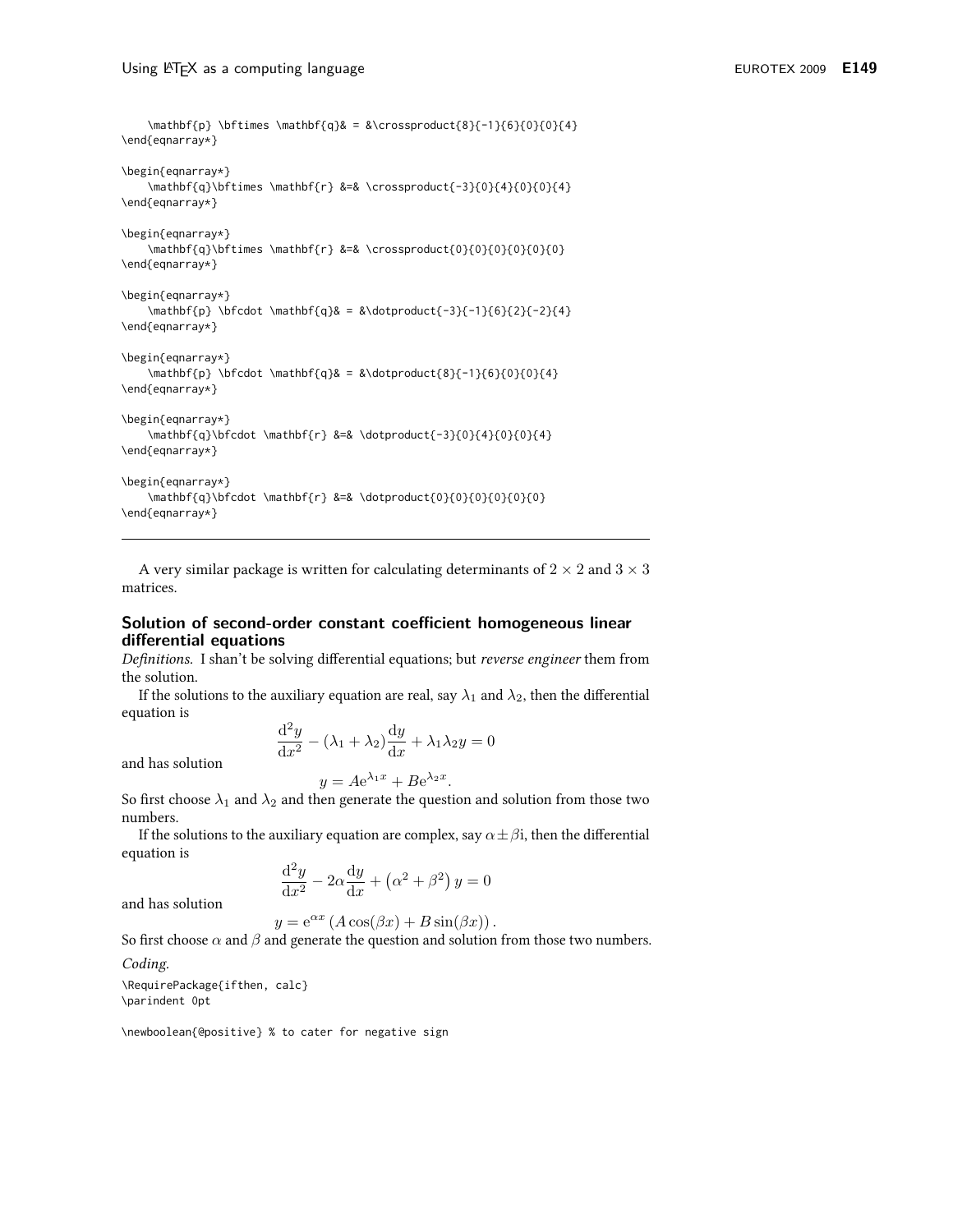```
    \mathbf{p} \bftimes \mathbf{q}& = &\crossproduct{8}{-1}{6}{0}{0}{4}
\end{eqnarray*}

\begin{eqnarray*}
    \mathbf{q}\bftimes \mathbf{r} &=& \crossproduct{-3}{0}{4}{0}{0}{4}
\end{eqnarray*}

\begin{eqnarray*}
    \mathbf{q}\bftimes \mathbf{r} &=& \crossproduct{0}{0}{0}{0}{0}{0}
\end{eqnarray*}

\begin{eqnarray*}
    \mathbf{p} \bfcdot \mathbf{q}& = &\dotproduct{-3}{-1}{6}{2}{-2}{4}
\end{eqnarray*}

\begin{eqnarray*}
    \mathbf{p} \bfcdot \mathbf{q}& = &\dotproduct{8}{-1}{6}{0}{0}{4}
\end{eqnarray*}

\begin{eqnarray*}
    \mathbf{q}\bfcdot \mathbf{r} &=& \dotproduct{-3}{0}{4}{0}{0}{4}
\end{eqnarray*}

\begin{eqnarray*}
    \mathbf{q}\bfcdot \mathbf{r} &=& \dotproduct{0}{0}{0}{0}{0}{0}
\end{eqnarray*}
```

---

A very similar package is written for calculating determinants of $2 \times 2$ and $3 \times 3$ matrices.

## Solution of second-order constant coefficient homogeneous linear differential equations

*Definitions.* I shan't be solving differential equations; but *reverse engineer* them from the solution.

If the solutions to the auxiliary equation are real, say $\lambda_1$ and $\lambda_2$, then the differential equation is

$$\frac{\mathrm{d}^2y}{\mathrm{d}x^2} - (\lambda_1 + \lambda_2)\frac{\mathrm{d}y}{\mathrm{d}x} + \lambda_1\lambda_2 y = 0$$

and has solution

$$y = A\mathrm{e}^{\lambda_1 x} + B\mathrm{e}^{\lambda_2 x}.$$

So first choose $\lambda_1$ and $\lambda_2$ and then generate the question and solution from those two numbers.

If the solutions to the auxiliary equation are complex, say $\alpha \pm \beta\mathrm{i}$, then the differential equation is

$$\frac{\mathrm{d}^2y}{\mathrm{d}x^2} - 2\alpha\frac{\mathrm{d}y}{\mathrm{d}x} + \left(\alpha^2 + \beta^2\right) y = 0$$

and has solution

$$y = \mathrm{e}^{\alpha x}\left(A\cos(\beta x) + B\sin(\beta x)\right).$$

So first choose $\alpha$ and $\beta$ and generate the question and solution from those two numbers.

*Coding.*

```
\RequirePackage{ifthen, calc}
\parindent 0pt

\newboolean{@positive} % to cater for negative sign
```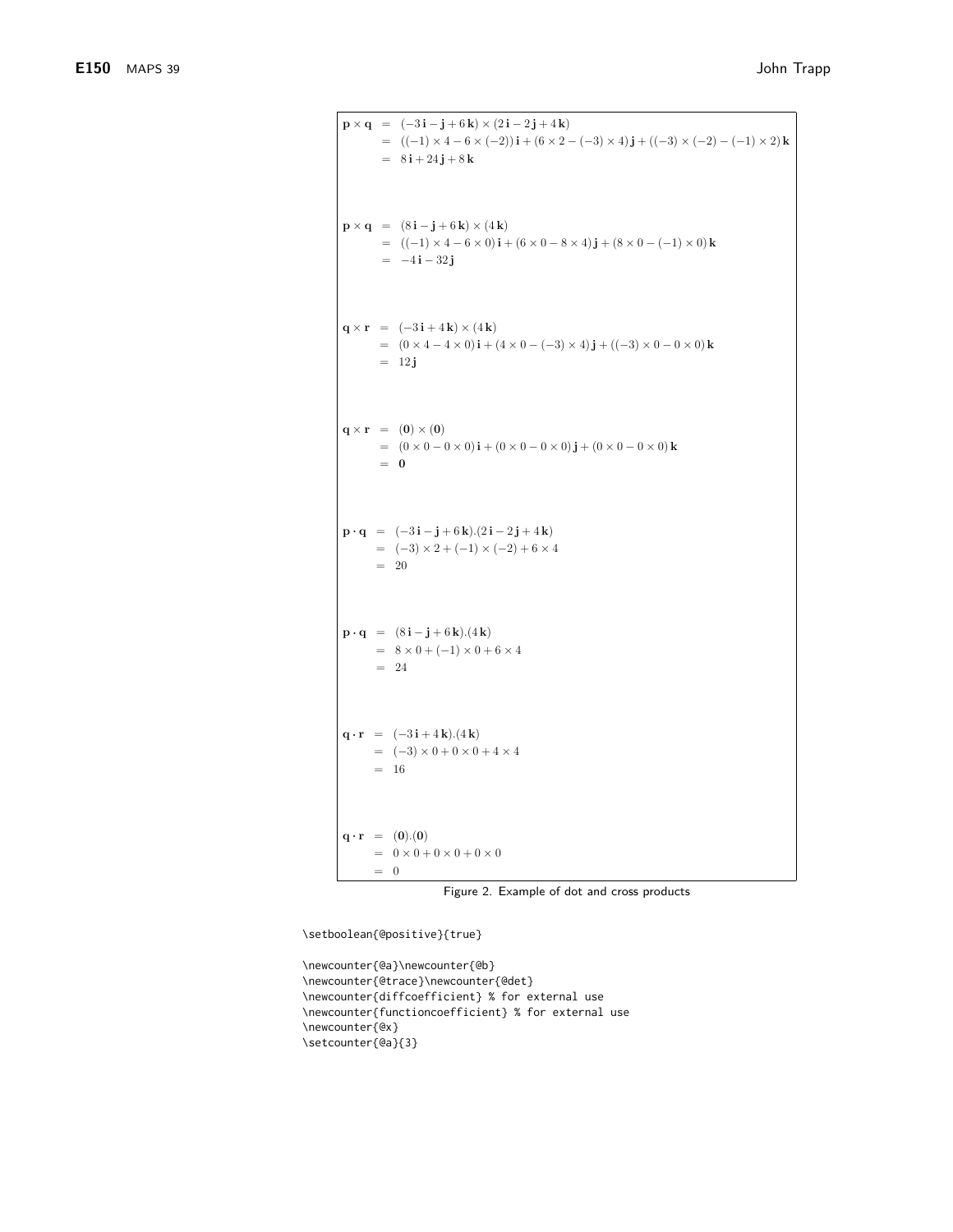$$
\begin{aligned}
\mathbf{p} \times \mathbf{q} &= (-3\,\mathbf{i} - \mathbf{j} + 6\,\mathbf{k}) \times (2\,\mathbf{i} - 2\,\mathbf{j} + 4\,\mathbf{k}) \\
&= ((-1) \times 4 - 6 \times (-2))\,\mathbf{i} + (6 \times 2 - (-3) \times 4)\,\mathbf{j} + ((-3) \times (-2) - (-1) \times 2)\,\mathbf{k} \\
&= 8\,\mathbf{i} + 24\,\mathbf{j} + 8\,\mathbf{k}
\end{aligned}
$$

$$
\begin{aligned}
\mathbf{p} \times \mathbf{q} &= (8\,\mathbf{i} - \mathbf{j} + 6\,\mathbf{k}) \times (4\,\mathbf{k}) \\
&= ((-1) \times 4 - 6 \times 0)\,\mathbf{i} + (6 \times 0 - 8 \times 4)\,\mathbf{j} + (8 \times 0 - (-1) \times 0)\,\mathbf{k} \\
&= -4\,\mathbf{i} - 32\,\mathbf{j}
\end{aligned}
$$

$$
\begin{aligned}
\mathbf{q} \times \mathbf{r} &= (-3\,\mathbf{i} + 4\,\mathbf{k}) \times (4\,\mathbf{k}) \\
&= (0 \times 4 - 4 \times 0)\,\mathbf{i} + (4 \times 0 - (-3) \times 4)\,\mathbf{j} + ((-3) \times 0 - 0 \times 0)\,\mathbf{k} \\
&= 12\,\mathbf{j}
\end{aligned}
$$

$$
\begin{aligned}
\mathbf{q} \times \mathbf{r} &= (\mathbf{0}) \times (\mathbf{0}) \\
&= (0 \times 0 - 0 \times 0)\,\mathbf{i} + (0 \times 0 - 0 \times 0)\,\mathbf{j} + (0 \times 0 - 0 \times 0)\,\mathbf{k} \\
&= \mathbf{0}
\end{aligned}
$$

$$
\begin{aligned}
\mathbf{p} \cdot \mathbf{q} &= (-3\,\mathbf{i} - \mathbf{j} + 6\,\mathbf{k}).(2\,\mathbf{i} - 2\,\mathbf{j} + 4\,\mathbf{k}) \\
&= (-3) \times 2 + (-1) \times (-2) + 6 \times 4 \\
&= 20
\end{aligned}
$$

$$
\begin{aligned}
\mathbf{p} \cdot \mathbf{q} &= (8\,\mathbf{i} - \mathbf{j} + 6\,\mathbf{k}).(4\,\mathbf{k}) \\
&= 8 \times 0 + (-1) \times 0 + 6 \times 4 \\
&= 24
\end{aligned}
$$

$$
\begin{aligned}
\mathbf{q} \cdot \mathbf{r} &= (-3\,\mathbf{i} + 4\,\mathbf{k}).(4\,\mathbf{k}) \\
&= (-3) \times 0 + 0 \times 0 + 4 \times 4 \\
&= 16
\end{aligned}
$$

$$
\begin{aligned}
\mathbf{q} \cdot \mathbf{r} &= (\mathbf{0}).(\mathbf{0}) \\
&= 0 \times 0 + 0 \times 0 + 0 \times 0 \\
&= 0
\end{aligned}
$$

Figure 2. Example of dot and cross products

```
\setboolean{@positive}{true}

\newcounter{@a}\newcounter{@b}
\newcounter{@trace}\newcounter{@det}
\newcounter{diffcoefficient} % for external use
\newcounter{functioncoefficient} % for external use
\newcounter{@x}
\setcounter{@a}{3}
```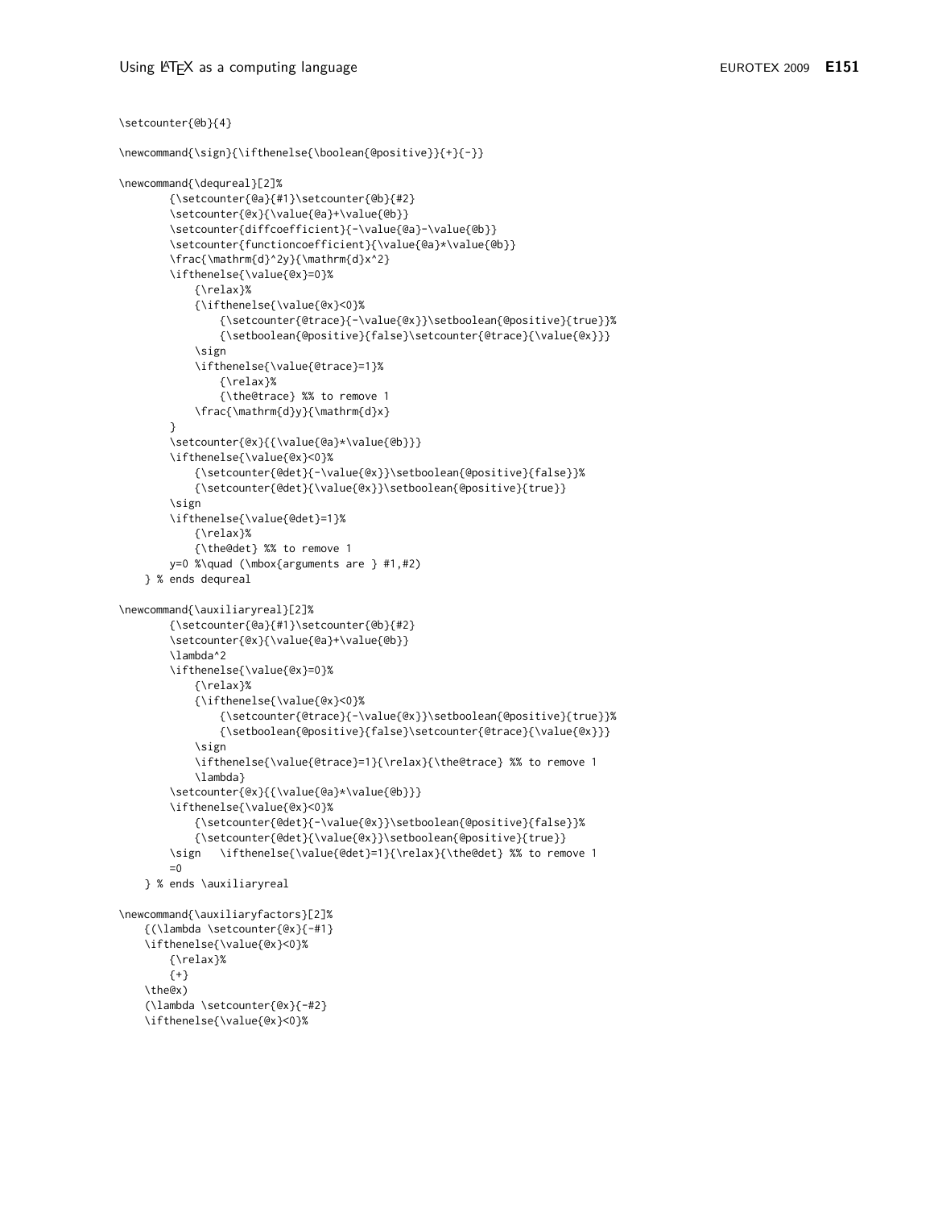```
\setcounter{@b}{4}

\newcommand{\sign}{\ifthenelse{\boolean{@positive}}{+}{-}}

\newcommand{\dequreal}[2]%
        {\setcounter{@a}{#1}\setcounter{@b}{#2}
        \setcounter{@x}{\value{@a}+\value{@b}}
        \setcounter{diffcoefficient}{-\value{@a}-\value{@b}}
        \setcounter{functioncoefficient}{\value{@a}*\value{@b}}
        \frac{\mathrm{d}^2y}{\mathrm{d}x^2}
        \ifthenelse{\value{@x}=0}%
            {\relax}%
            {\ifthenelse{\value{@x}<0}%
                {\setcounter{@trace}{-\value{@x}}\setboolean{@positive}{true}}%
                {\setboolean{@positive}{false}\setcounter{@trace}{\value{@x}}}
            \sign
            \ifthenelse{\value{@trace}=1}%
                {\relax}%
                {\the@trace} %% to remove 1
            \frac{\mathrm{d}y}{\mathrm{d}x}
        }
        \setcounter{@x}{{\value{@a}*\value{@b}}}
        \ifthenelse{\value{@x}<0}%
            {\setcounter{@det}{-\value{@x}}\setboolean{@positive}{false}}%
            {\setcounter{@det}{\value{@x}}\setboolean{@positive}{true}}
        \sign
        \ifthenelse{\value{@det}=1}%
            {\relax}%
            {\the@det} %% to remove 1
        y=0 %\quad (\mbox{arguments are } #1,#2)
    } % ends dequreal

\newcommand{\auxiliaryreal}[2]%
        {\setcounter{@a}{#1}\setcounter{@b}{#2}
        \setcounter{@x}{\value{@a}+\value{@b}}
        \lambda^2
        \ifthenelse{\value{@x}=0}%
            {\relax}%
            {\ifthenelse{\value{@x}<0}%
                {\setcounter{@trace}{-\value{@x}}\setboolean{@positive}{true}}%
                {\setboolean{@positive}{false}\setcounter{@trace}{\value{@x}}}
            \sign
            \ifthenelse{\value{@trace}=1}{\relax}{\the@trace} %% to remove 1
            \lambda}
        \setcounter{@x}{{\value{@a}*\value{@b}}}
        \ifthenelse{\value{@x}<0}%
            {\setcounter{@det}{-\value{@x}}\setboolean{@positive}{false}}%
            {\setcounter{@det}{\value{@x}}\setboolean{@positive}{true}}
        \sign   \ifthenelse{\value{@det}=1}{\relax}{\the@det} %% to remove 1
        =0
    } % ends \auxiliaryreal

\newcommand{\auxiliaryfactors}[2]%
    {(\lambda \setcounter{@x}{-#1}
    \ifthenelse{\value{@x}<0}%
        {\relax}%
        {+}
    \the@x)
    (\lambda \setcounter{@x}{-#2}
    \ifthenelse{\value{@x}<0}%
```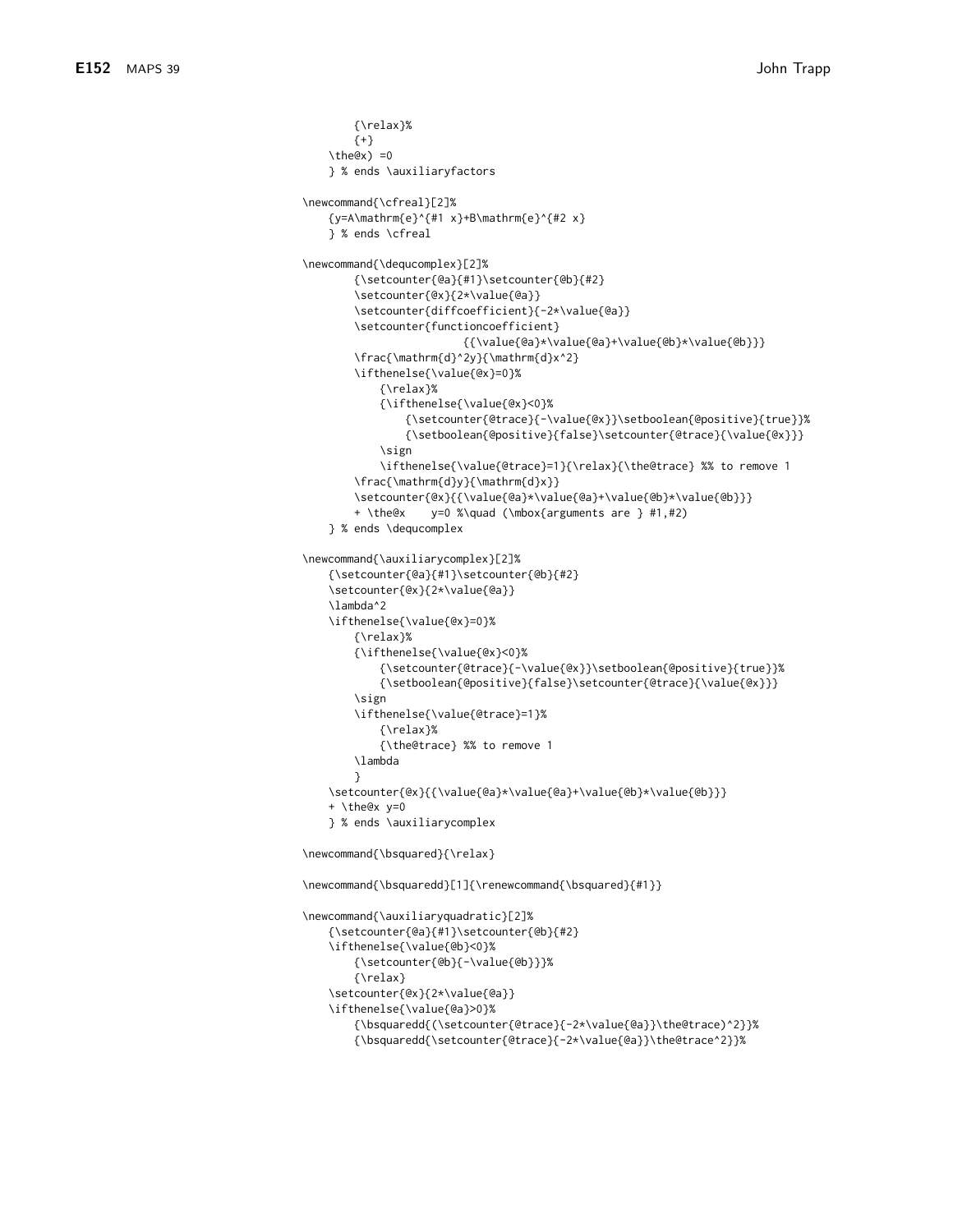```
        {\relax}%
        {+}
    \the@x) =0
    } % ends \auxiliaryfactors

\newcommand{\cfreal}[2]%
    {y=A\mathrm{e}^{#1 x}+B\mathrm{e}^{#2 x}
    } % ends \cfreal

\newcommand{\dequcomplex}[2]%
        {\setcounter{@a}{#1}\setcounter{@b}{#2}
        \setcounter{@x}{2*\value{@a}}
        \setcounter{diffcoefficient}{-2*\value{@a}}
        \setcounter{functioncoefficient}
                        {{\value{@a}*\value{@a}+\value{@b}*\value{@b}}}
        \frac{\mathrm{d}^2y}{\mathrm{d}x^2}
        \ifthenelse{\value{@x}=0}%
            {\relax}%
            {\ifthenelse{\value{@x}<0}%
                {\setcounter{@trace}{-\value{@x}}\setboolean{@positive}{true}}%
                {\setboolean{@positive}{false}\setcounter{@trace}{\value{@x}}}
            \sign
            \ifthenelse{\value{@trace}=1}{\relax}{\the@trace} %% to remove 1
        \frac{\mathrm{d}y}{\mathrm{d}x}}
        \setcounter{@x}{{\value{@a}*\value{@a}+\value{@b}*\value{@b}}}
        + \the@x    y=0 %\quad (\mbox{arguments are } #1,#2)
    } % ends \dequcomplex

\newcommand{\auxiliarycomplex}[2]%
    {\setcounter{@a}{#1}\setcounter{@b}{#2}
    \setcounter{@x}{2*\value{@a}}
    \lambda^2
    \ifthenelse{\value{@x}=0}%
        {\relax}%
        {\ifthenelse{\value{@x}<0}%
            {\setcounter{@trace}{-\value{@x}}\setboolean{@positive}{true}}%
            {\setboolean{@positive}{false}\setcounter{@trace}{\value{@x}}}
        \sign
        \ifthenelse{\value{@trace}=1}%
            {\relax}%
            {\the@trace} %% to remove 1
        \lambda
        }
    \setcounter{@x}{{\value{@a}*\value{@a}+\value{@b}*\value{@b}}}
    + \the@x y=0
    } % ends \auxiliarycomplex

\newcommand{\bsquared}{\relax}

\newcommand{\bsquaredd}[1]{\renewcommand{\bsquared}{#1}}

\newcommand{\auxiliaryquadratic}[2]%
    {\setcounter{@a}{#1}\setcounter{@b}{#2}
    \ifthenelse{\value{@b}<0}%
        {\setcounter{@b}{-\value{@b}}}%
        {\relax}
    \setcounter{@x}{2*\value{@a}}
    \ifthenelse{\value{@a}>0}%
        {\bsquaredd{(\setcounter{@trace}{-2*\value{@a}}\the@trace)^2}}%
        {\bsquaredd{\setcounter{@trace}{-2*\value{@a}}\the@trace^2}}%
```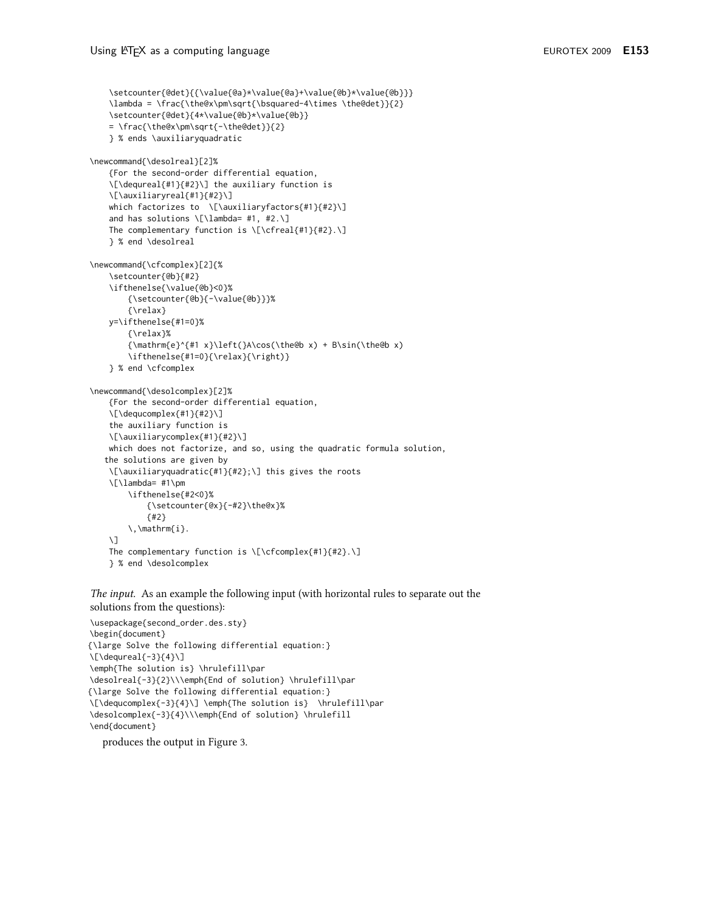```
    \setcounter{@det}{{\value{@a}*\value{@a}+\value{@b}*\value{@b}}}
    \lambda = \frac{\the@x\pm\sqrt{\bsquared-4\times \the@det}}{2}
    \setcounter{@det}{4*\value{@b}*\value{@b}}
    = \frac{\the@x\pm\sqrt{-\the@det}}{2}
    } % ends \auxiliaryquadratic

\newcommand{\desolreal}[2]%
    {For the second-order differential equation,
    \[\dequreal{#1}{#2}\] the auxiliary function is
    \[\auxiliaryreal{#1}{#2}\]
    which factorizes to  \[\auxiliaryfactors{#1}{#2}\]
    and has solutions \[\lambda= #1, #2.\]
    The complementary function is \[\cfreal{#1}{#2}.\]
    } % end \desolreal

\newcommand{\cfcomplex}[2]{%
    \setcounter{@b}{#2}
    \ifthenelse{\value{@b}<0}%
        {\setcounter{@b}{-\value{@b}}}%
        {\relax}
    y=\ifthenelse{#1=0}%
        {\relax}%
        {\mathrm{e}^{#1 x}\left(}A\cos(\the@b x) + B\sin(\the@b x)
        \ifthenelse{#1=0}{\relax}{\right)}
    } % end \cfcomplex

\newcommand{\desolcomplex}[2]%
    {For the second-order differential equation,
    \[\dequcomplex{#1}{#2}\]
    the auxiliary function is
    \[\auxiliarycomplex{#1}{#2}\]
    which does not factorize, and so, using the quadratic formula solution,
   the solutions are given by
    \[\auxiliaryquadratic{#1}{#2};\] this gives the roots
    \[\lambda= #1\pm
        \ifthenelse{#2<0}%
            {\setcounter{@x}{-#2}\the@x}%
            {#2}
        \,\mathrm{i}.
    \]
    The complementary function is \[\cfcomplex{#1}{#2}.\]
    } % end \desolcomplex
```

*The input.* As an example the following input (with horizontal rules to separate out the solutions from the questions):

```
\usepackage{second_order.des.sty}
\begin{document}
{\large Solve the following differential equation:}
\[\dequreal{-3}{4}\]
\emph{The solution is} \hrulefill\par
\desolreal{-3}{2}\\\emph{End of solution} \hrulefill\par
{\large Solve the following differential equation:}
\[\dequcomplex{-3}{4}\] \emph{The solution is}  \hrulefill\par
\desolcomplex{-3}{4}\\\emph{End of solution} \hrulefill
\end{document}
```

produces the output in Figure 3.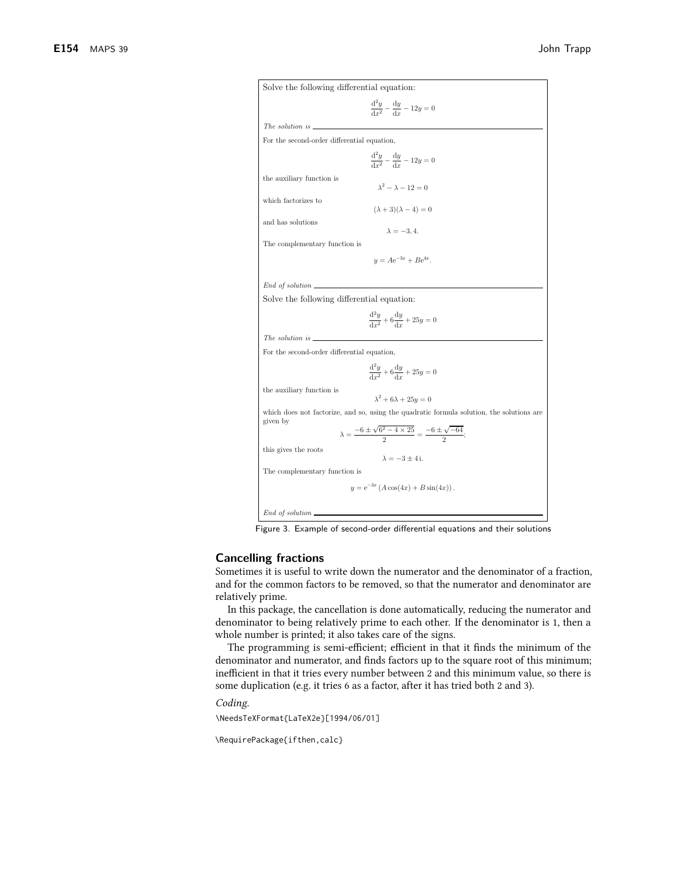Solve the following differential equation:

$$\frac{\mathrm{d}^2y}{\mathrm{d}x^2} - \frac{\mathrm{d}y}{\mathrm{d}x} - 12y = 0$$

*The solution is* \_\_\_\_\_\_\_\_\_\_\_\_\_\_\_\_\_\_\_\_\_\_\_\_\_\_\_\_\_\_\_\_

For the second-order differential equation,

$$\frac{\mathrm{d}^2y}{\mathrm{d}x^2} - \frac{\mathrm{d}y}{\mathrm{d}x} - 12y = 0$$

the auxiliary function is

$$\lambda^2 - \lambda - 12 = 0$$

which factorizes to

$$(\lambda + 3)(\lambda - 4) = 0$$

and has solutions

$$\lambda = -3, 4.$$

The complementary function is

$$y = A\mathrm{e}^{-3x} + B\mathrm{e}^{4x}.$$

*End of solution* \_\_\_\_\_\_\_\_\_\_\_\_\_\_\_\_\_\_\_\_\_\_\_\_\_\_\_\_\_\_\_\_

Solve the following differential equation:

$$\frac{\mathrm{d}^2y}{\mathrm{d}x^2} + 6\frac{\mathrm{d}y}{\mathrm{d}x} + 25y = 0$$

*The solution is* \_\_\_\_\_\_\_\_\_\_\_\_\_\_\_\_\_\_\_\_\_\_\_\_\_\_\_\_\_\_\_\_

For the second-order differential equation,

$$\frac{\mathrm{d}^2y}{\mathrm{d}x^2} + 6\frac{\mathrm{d}y}{\mathrm{d}x} + 25y = 0$$

the auxiliary function is

$$\lambda^2 + 6\lambda + 25y = 0$$

which does not factorize, and so, using the quadratic formula solution, the solutions are given by

$$\lambda = \frac{-6 \pm \sqrt{6^2 - 4 \times 25}}{2} = \frac{-6 \pm \sqrt{-64}}{2};$$

this gives the roots

$$\lambda = -3 \pm 4\,\mathrm{i}.$$

The complementary function is

$$y = \mathrm{e}^{-3x}\left(A\cos(4x) + B\sin(4x)\right).$$

*End of solution* \_\_\_\_\_\_\_\_\_\_\_\_\_\_\_\_\_\_\_\_\_\_\_\_\_\_\_\_\_\_\_\_

Figure 3. Example of second-order differential equations and their solutions

## Cancelling fractions

Sometimes it is useful to write down the numerator and the denominator of a fraction, and for the common factors to be removed, so that the numerator and denominator are relatively prime.

In this package, the cancellation is done automatically, reducing the numerator and denominator to being relatively prime to each other. If the denominator is 1, then a whole number is printed; it also takes care of the signs.

The programming is semi-efficient; efficient in that it finds the minimum of the denominator and numerator, and finds factors up to the square root of this minimum; inefficient in that it tries every number between 2 and this minimum value, so there is some duplication (e.g. it tries 6 as a factor, after it has tried both 2 and 3).

*Coding.*

```
\NeedsTeXFormat{LaTeX2e}[1994/06/01]

\RequirePackage{ifthen,calc}
```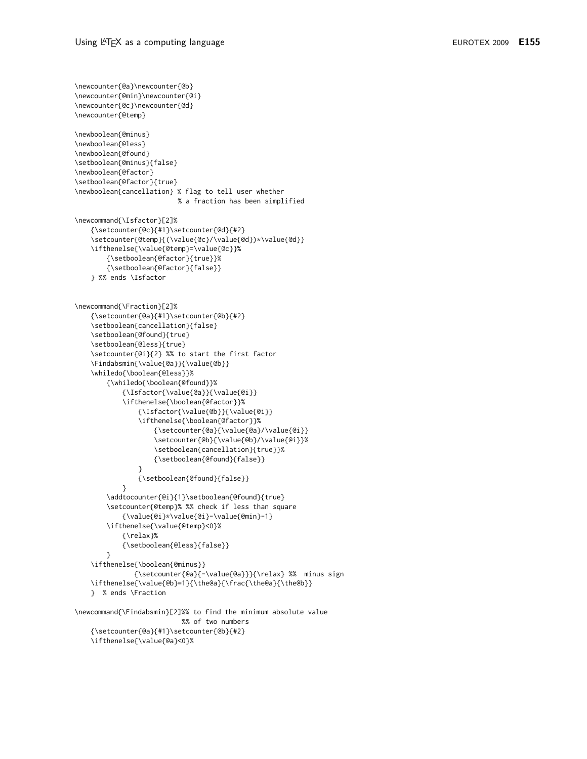```
\newcounter{@a}\newcounter{@b}
\newcounter{@min}\newcounter{@i}
\newcounter{@c}\newcounter{@d}
\newcounter{@temp}

\newboolean{@minus}
\newboolean{@less}
\newboolean{@found}
\setboolean{@minus}{false}
\newboolean{@factor}
\setboolean{@factor}{true}
\newboolean{cancellation} % flag to tell user whether
                          % a fraction has been simplified

\newcommand{\Isfactor}[2]%
    {\setcounter{@c}{#1}\setcounter{@d}{#2}
    \setcounter{@temp}{(\value{@c}/\value{@d})*\value{@d}}
    \ifthenelse{\value{@temp}=\value{@c}}%
        {\setboolean{@factor}{true}}%
        {\setboolean{@factor}{false}}
    } %% ends \Isfactor


\newcommand{\Fraction}[2]%
    {\setcounter{@a}{#1}\setcounter{@b}{#2}
    \setboolean{cancellation}{false}
    \setboolean{@found}{true}
    \setboolean{@less}{true}
    \setcounter{@i}{2} %% to start the first factor
    \Findabsmin{\value{@a}}{\value{@b}}
    \whiledo{\boolean{@less}}%
        {\whiledo{\boolean{@found}}%
            {\Isfactor{\value{@a}}{\value{@i}}
            \ifthenelse{\boolean{@factor}}%
                {\Isfactor{\value{@b}}{\value{@i}}
                \ifthenelse{\boolean{@factor}}%
                    {\setcounter{@a}{\value{@a}/\value{@i}}
                    \setcounter{@b}{\value{@b}/\value{@i}}%
                    \setboolean{cancellation}{true}}%
                    {\setboolean{@found}{false}}
                }
                {\setboolean{@found}{false}}
            }
        \addtocounter{@i}{1}\setboolean{@found}{true}
        \setcounter{@temp}% %% check if less than square
            {\value{@i}*\value{@i}-\value{@min}-1}
        \ifthenelse{\value{@temp}<0}%
            {\relax}%
            {\setboolean{@less}{false}}
        }
    \ifthenelse{\boolean{@minus}}
              {\setcounter{@a}{-\value{@a}}}{\relax} %%  minus sign
    \ifthenelse{\value{@b}=1}{\the@a}{\frac{\the@a}{\the@b}}
    }  % ends \Fraction

\newcommand{\Findabsmin}[2]%% to find the minimum absolute value
                          %% of two numbers
    {\setcounter{@a}{#1}\setcounter{@b}{#2}
    \ifthenelse{\value{@a}<0}%
```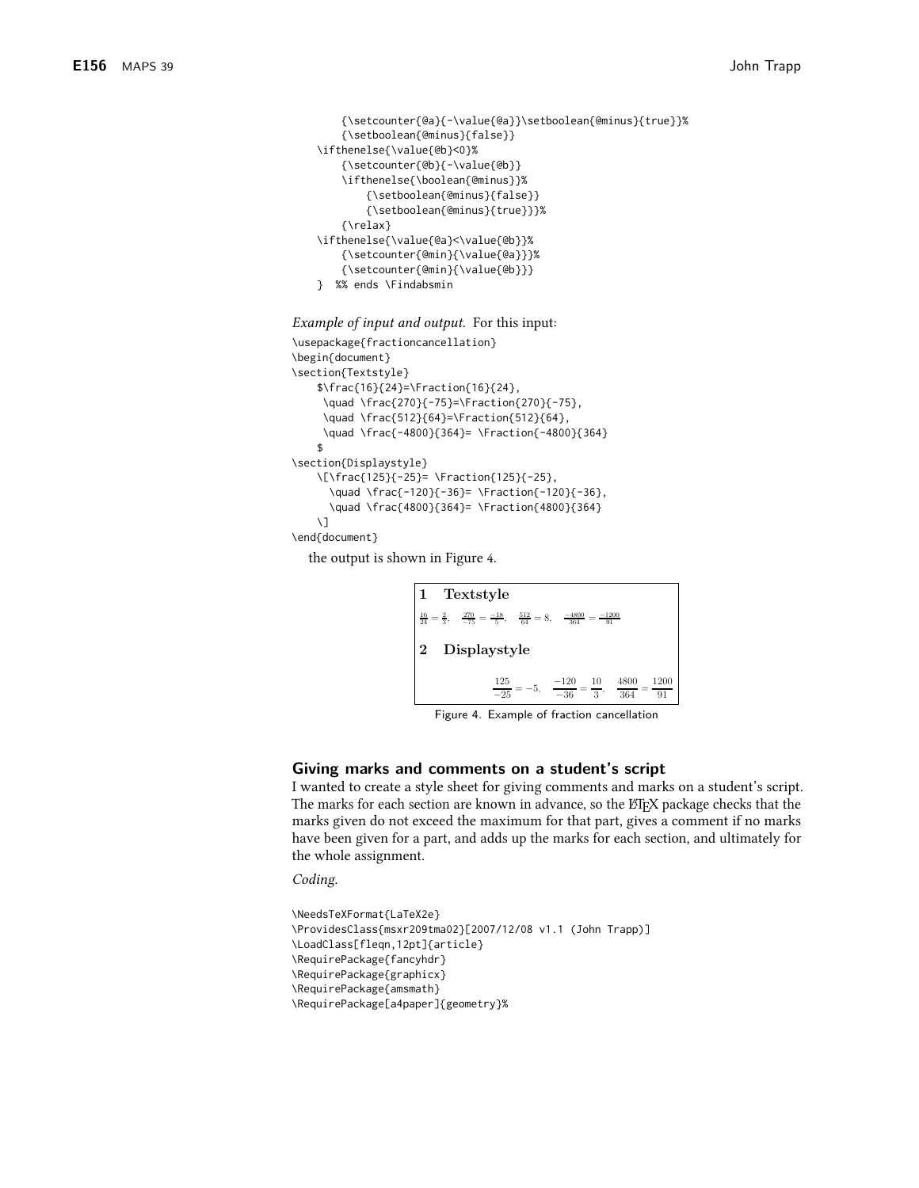```
        {\setcounter{@a}{-\value{@a}}\setboolean{@minus}{true}}%
        {\setboolean{@minus}{false}}
    \ifthenelse{\value{@b}<0}%
        {\setcounter{@b}{-\value{@b}}
        \ifthenelse{\boolean{@minus}}%
            {\setboolean{@minus}{false}}
            {\setboolean{@minus}{true}}}%
        {\relax}
    \ifthenelse{\value{@a}<\value{@b}}%
        {\setcounter{@min}{\value{@a}}}%
        {\setcounter{@min}{\value{@b}}}
    }  %% ends \Findabsmin
```

*Example of input and output.* For this input:

```
\usepackage{fractioncancellation}
\begin{document}
\section{Textstyle}
    $\frac{16}{24}=\Fraction{16}{24},
     \quad \frac{270}{-75}=\Fraction{270}{-75},
     \quad \frac{512}{64}=\Fraction{512}{64},
     \quad \frac{-4800}{364}= \Fraction{-4800}{364}
    $
\section{Displaystyle}
    \[\frac{125}{-25}= \Fraction{125}{-25},
      \quad \frac{-120}{-36}= \Fraction{-120}{-36},
      \quad \frac{4800}{364}= \Fraction{4800}{364}
    \]
\end{document}
```

the output is shown in Figure 4.

**1 Textstyle**

$\frac{16}{24} = \frac{2}{3}$, $\quad \frac{270}{-75} = \frac{-18}{5}$, $\quad \frac{512}{64} = 8$, $\quad \frac{-4800}{364} = \frac{-1200}{91}$

**2 Displaystyle**

$$\frac{125}{-25} = -5, \quad \frac{-120}{-36} = \frac{10}{3}, \quad \frac{4800}{364} = \frac{1200}{91}$$

Figure 4. Example of fraction cancellation

## Giving marks and comments on a student's script

I wanted to create a style sheet for giving comments and marks on a student's script. The marks for each section are known in advance, so the LaTeX package checks that the marks given do not exceed the maximum for that part, gives a comment if no marks have been given for a part, and adds up the marks for each section, and ultimately for the whole assignment.

*Coding.*

```
\NeedsTeXFormat{LaTeX2e}
\ProvidesClass{msxr209tma02}[2007/12/08 v1.1 (John Trapp)]
\LoadClass[fleqn,12pt]{article}
\RequirePackage{fancyhdr}
\RequirePackage{graphicx}
\RequirePackage{amsmath}
\RequirePackage[a4paper]{geometry}%
```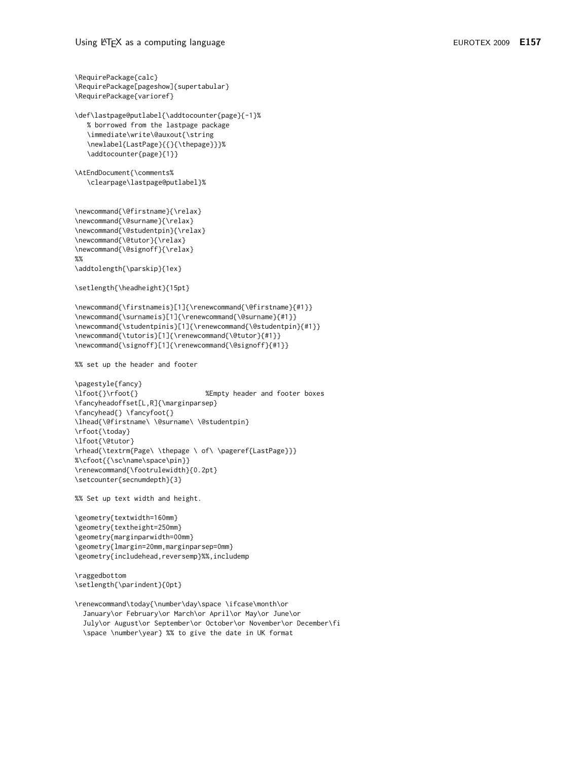```
\RequirePackage{calc}
\RequirePackage[pageshow]{supertabular}
\RequirePackage{varioref}

\def\lastpage@putlabel{\addtocounter{page}{-1}%
   % borrowed from the lastpage package
   \immediate\write\@auxout{\string
   \newlabel{LastPage}{{}{\thepage}}}%
   \addtocounter{page}{1}}

\AtEndDocument{\comments%
   \clearpage\lastpage@putlabel}%


\newcommand{\@firstname}{\relax}
\newcommand{\@surname}{\relax}
\newcommand{\@studentpin}{\relax}
\newcommand{\@tutor}{\relax}
\newcommand{\@signoff}{\relax}
%%
\addtolength{\parskip}{1ex}

\setlength{\headheight}{15pt}

\newcommand{\firstnameis}[1]{\renewcommand{\@firstname}{#1}}
\newcommand{\surnameis}[1]{\renewcommand{\@surname}{#1}}
\newcommand{\studentpinis}[1]{\renewcommand{\@studentpin}{#1}}
\newcommand{\tutoris}[1]{\renewcommand{\@tutor}{#1}}
\newcommand{\signoff}[1]{\renewcommand{\@signoff}{#1}}

%% set up the header and footer

\pagestyle{fancy}
\lfoot{}\rfoot{}                 %Empty header and footer boxes
\fancyheadoffset[L,R]{\marginparsep}
\fancyhead{} \fancyfoot{}
\lhead{\@firstname\ \@surname\ \@studentpin}
\rfoot{\today}
\lfoot{\@tutor}
\rhead{\textrm{Page\ \thepage \ of\ \pageref{LastPage}}}
%\cfoot{{\sc\name\space\pin}}
\renewcommand{\footrulewidth}{0.2pt}
\setcounter{secnumdepth}{3}

%% Set up text width and height.

\geometry{textwidth=160mm}
\geometry{textheight=250mm}
\geometry{marginparwidth=00mm}
\geometry{lmargin=20mm,marginparsep=0mm}
\geometry{includehead,reversemp}%%,includemp

\raggedbottom
\setlength{\parindent}{0pt}

\renewcommand\today{\number\day\space \ifcase\month\or
  January\or February\or March\or April\or May\or June\or
  July\or August\or September\or October\or November\or December\fi
  \space \number\year} %% to give the date in UK format
```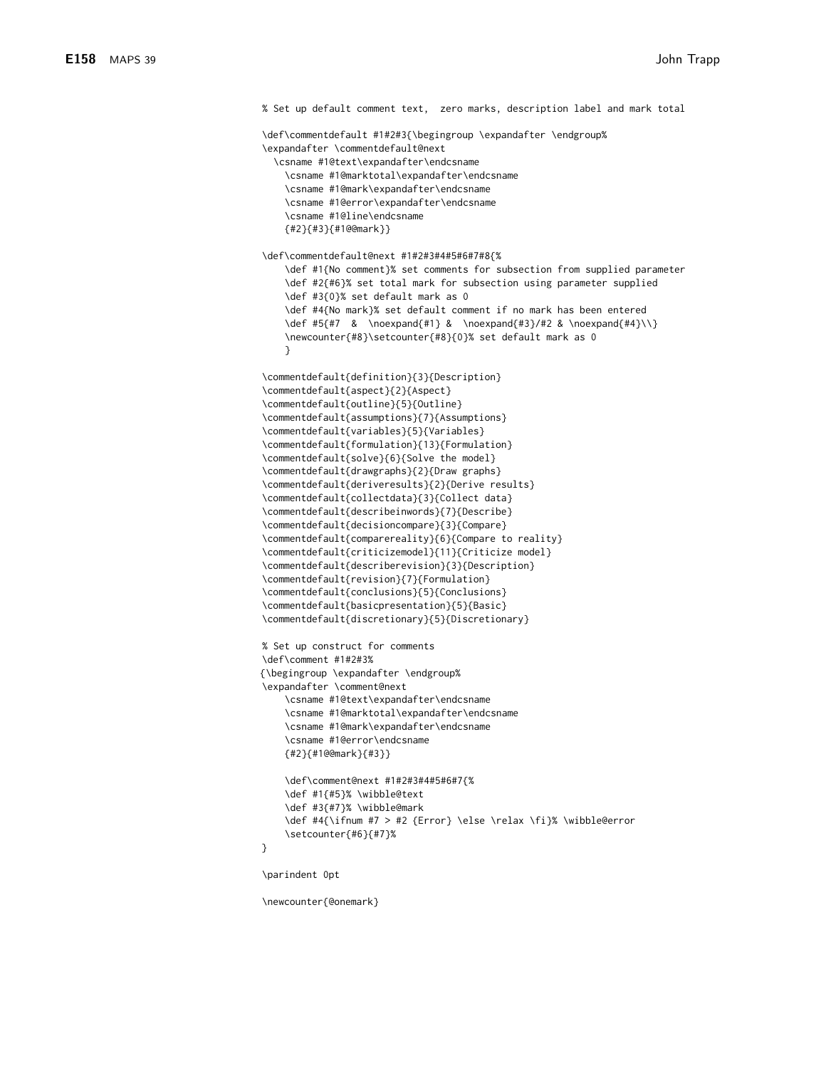```
% Set up default comment text,  zero marks, description label and mark total

\def\commentdefault #1#2#3{\begingroup \expandafter \endgroup%
\expandafter \commentdefault@next
  \csname #1@text\expandafter\endcsname
    \csname #1@marktotal\expandafter\endcsname
    \csname #1@mark\expandafter\endcsname
    \csname #1@error\expandafter\endcsname
    \csname #1@line\endcsname
    {#2}{#3}{#1@@mark}}

\def\commentdefault@next #1#2#3#4#5#6#7#8{%
    \def #1{No comment}% set comments for subsection from supplied parameter
    \def #2{#6}% set total mark for subsection using parameter supplied
    \def #3{0}% set default mark as 0
    \def #4{No mark}% set default comment if no mark has been entered
    \def #5{#7  &  \noexpand{#1} &  \noexpand{#3}/#2 & \noexpand{#4}\\}
    \newcounter{#8}\setcounter{#8}{0}% set default mark as 0
    }

\commentdefault{definition}{3}{Description}
\commentdefault{aspect}{2}{Aspect}
\commentdefault{outline}{5}{Outline}
\commentdefault{assumptions}{7}{Assumptions}
\commentdefault{variables}{5}{Variables}
\commentdefault{formulation}{13}{Formulation}
\commentdefault{solve}{6}{Solve the model}
\commentdefault{drawgraphs}{2}{Draw graphs}
\commentdefault{deriveresults}{2}{Derive results}
\commentdefault{collectdata}{3}{Collect data}
\commentdefault{describeinwords}{7}{Describe}
\commentdefault{decisioncompare}{3}{Compare}
\commentdefault{comparereality}{6}{Compare to reality}
\commentdefault{criticizemodel}{11}{Criticize model}
\commentdefault{describerevision}{3}{Description}
\commentdefault{revision}{7}{Formulation}
\commentdefault{conclusions}{5}{Conclusions}
\commentdefault{basicpresentation}{5}{Basic}
\commentdefault{discretionary}{5}{Discretionary}

% Set up construct for comments
\def\comment #1#2#3%
{\begingroup \expandafter \endgroup%
\expandafter \comment@next
    \csname #1@text\expandafter\endcsname
    \csname #1@marktotal\expandafter\endcsname
    \csname #1@mark\expandafter\endcsname
    \csname #1@error\endcsname
    {#2}{#1@@mark}{#3}}

    \def\comment@next #1#2#3#4#5#6#7{%
    \def #1{#5}% \wibble@text
    \def #3{#7}% \wibble@mark
    \def #4{\ifnum #7 > #2 {Error} \else \relax \fi}% \wibble@error
    \setcounter{#6}{#7}%
}

\parindent 0pt

\newcounter{@onemark}
```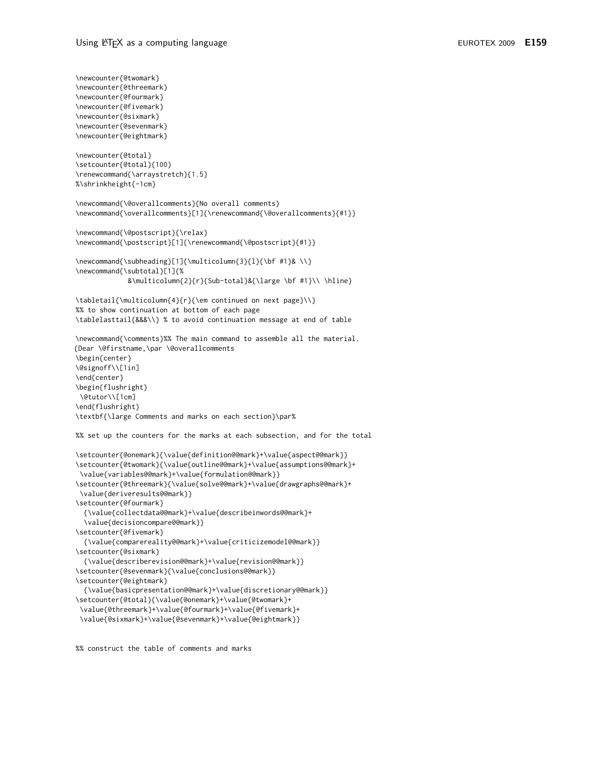```
\newcounter{@twomark}
\newcounter{@threemark}
\newcounter{@fourmark}
\newcounter{@fivemark}
\newcounter{@sixmark}
\newcounter{@sevenmark}
\newcounter{@eightmark}

\newcounter{@total}
\setcounter{@total}{100}
\renewcommand{\arraystretch}{1.5}
%\shrinkheight{-1cm}

\newcommand{\@overallcomments}{No overall comments}
\newcommand{\overallcomments}[1]{\renewcommand{\@overallcomments}{#1}}

\newcommand{\@postscript}{\relax}
\newcommand{\postscript}[1]{\renewcommand{\@postscript}{#1}}

\newcommand{\subheading}[1]{\multicolumn{3}{l}{\bf #1}& \\}
\newcommand{\subtotal}[1]{%
            &\multicolumn{2}{r}{Sub-total}&{\large \bf #1}\\ \hline}

\tabletail{\multicolumn{4}{r}{\em continued on next page}\\}
%% to show continuation at bottom of each page
\tablelasttail{&&&\\} % to avoid continuation message at end of table

\newcommand{\comments}%% The main command to assemble all the material.
{Dear \@firstname,\par \@overallcomments
\begin{center}
\@signoff\\[1in]
\end{center}
\begin{flushright}
 \@tutor\\[1cm]
\end{flushright}
\textbf{\large Comments and marks on each section}\par%

%% set up the counters for the marks at each subsection, and for the total

\setcounter{@onemark}{\value{definition@@mark}+\value{aspect@@mark}}
\setcounter{@twomark}{\value{outline@@mark}+\value{assumptions@@mark}+
 \value{variables@@mark}+\value{formulation@@mark}}
\setcounter{@threemark}{\value{solve@@mark}+\value{drawgraphs@@mark}+
 \value{deriveresults@@mark}}
\setcounter{@fourmark}
  {\value{collectdata@@mark}+\value{describeinwords@@mark}+
  \value{decisioncompare@@mark}}
\setcounter{@fivemark}
  {\value{comparereality@@mark}+\value{criticizemodel@@mark}}
\setcounter{@sixmark}
  {\value{describerevision@@mark}+\value{revision@@mark}}
\setcounter{@sevenmark}{\value{conclusions@@mark}}
\setcounter{@eightmark}
  {\value{basicpresentation@@mark}+\value{discretionary@@mark}}
\setcounter{@total}{\value{@onemark}+\value{@twomark}+
 \value{@threemark}+\value{@fourmark}+\value{@fivemark}+
 \value{@sixmark}+\value{@sevenmark}+\value{@eightmark}}


%% construct the table of comments and marks
```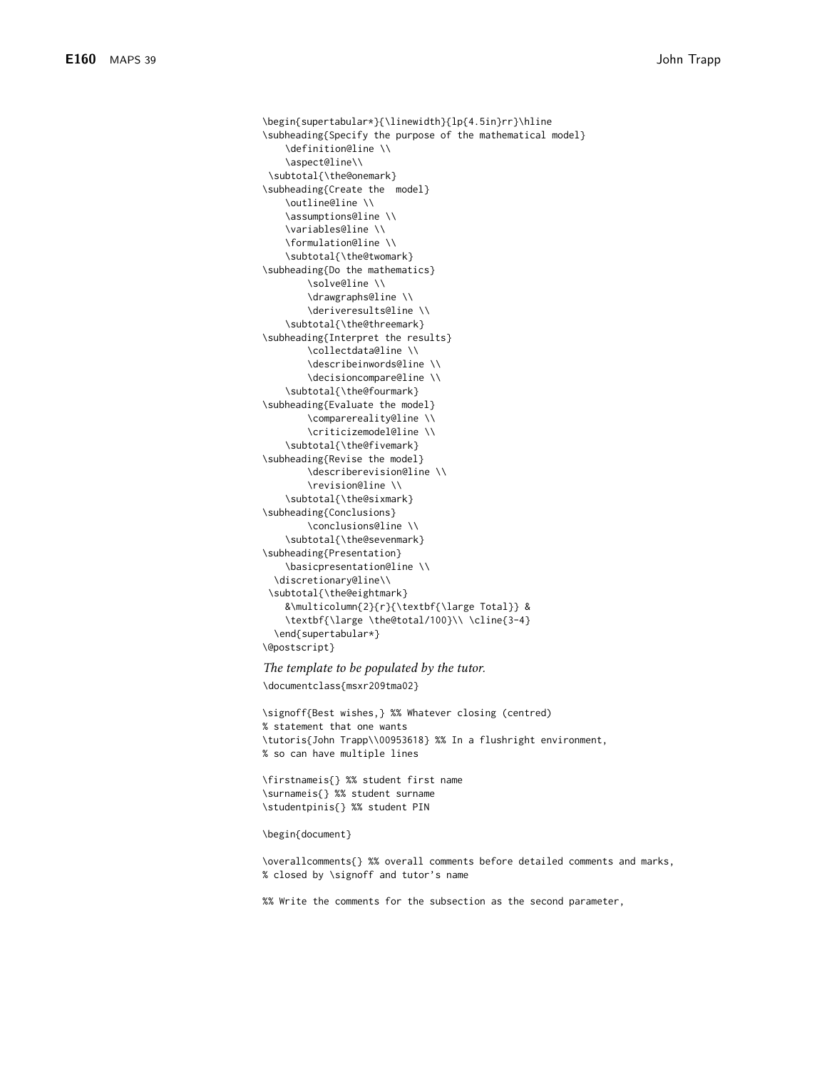```
\begin{supertabular*}{\linewidth}{lp{4.5in}rr}\hline
\subheading{Specify the purpose of the mathematical model}
    \definition@line \\
    \aspect@line\\
 \subtotal{\the@onemark}
\subheading{Create the  model}
    \outline@line \\
    \assumptions@line \\
    \variables@line \\
    \formulation@line \\
    \subtotal{\the@twomark}
\subheading{Do the mathematics}
        \solve@line \\
        \drawgraphs@line \\
        \deriveresults@line \\
    \subtotal{\the@threemark}
\subheading{Interpret the results}
        \collectdata@line \\
        \describeinwords@line \\
        \decisioncompare@line \\
    \subtotal{\the@fourmark}
\subheading{Evaluate the model}
        \comparereality@line \\
        \criticizemodel@line \\
    \subtotal{\the@fivemark}
\subheading{Revise the model}
        \describerevision@line \\
        \revision@line \\
    \subtotal{\the@sixmark}
\subheading{Conclusions}
        \conclusions@line \\
    \subtotal{\the@sevenmark}
\subheading{Presentation}
    \basicpresentation@line \\
  \discretionary@line\\
 \subtotal{\the@eightmark}
    &\multicolumn{2}{r}{\textbf{\large Total}} &
    \textbf{\large \the@total/100}\\ \cline{3-4}
  \end{supertabular*}
\@postscript}
```

*The template to be populated by the tutor.*

```
\documentclass{msxr209tma02}

\signoff{Best wishes,} %% Whatever closing (centred)
% statement that one wants
\tutoris{John Trapp\\00953618} %% In a flushright environment,
% so can have multiple lines

\firstnameis{} %% student first name
\surnameis{} %% student surname
\studentpinis{} %% student PIN

\begin{document}

\overallcomments{} %% overall comments before detailed comments and marks,
% closed by \signoff and tutor's name

%% Write the comments for the subsection as the second parameter,
```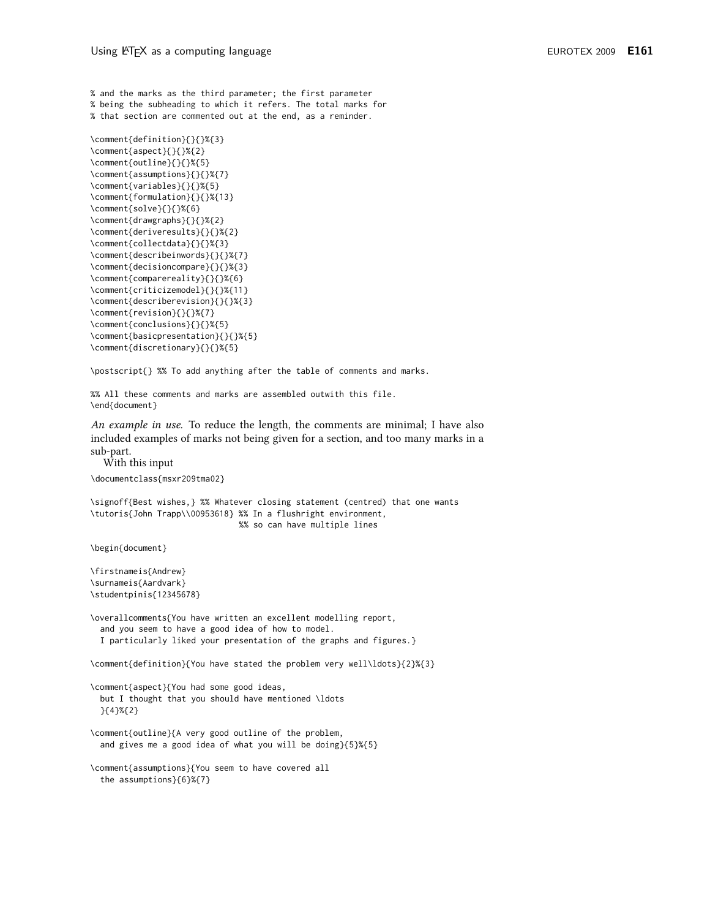```
% and the marks as the third parameter; the first parameter
% being the subheading to which it refers. The total marks for
% that section are commented out at the end, as a reminder.

\comment{definition}{}{}%{3}
\comment{aspect}{}{}%{2}
\comment{outline}{}{}%{5}
\comment{assumptions}{}{}%{7}
\comment{variables}{}{}%{5}
\comment{formulation}{}{}%{13}
\comment{solve}{}{}%{6}
\comment{drawgraphs}{}{}%{2}
\comment{deriveresults}{}{}%{2}
\comment{collectdata}{}{}%{3}
\comment{describeinwords}{}{}%{7}
\comment{decisioncompare}{}{}%{3}
\comment{comparereality}{}{}%{6}
\comment{criticizemodel}{}{}%{11}
\comment{describerevision}{}{}%{3}
\comment{revision}{}{}%{7}
\comment{conclusions}{}{}%{5}
\comment{basicpresentation}{}{}%{5}
\comment{discretionary}{}{}%{5}

\postscript{} %% To add anything after the table of comments and marks.

%% All these comments and marks are assembled outwith this file.
\end{document}
```

*An example in use.* To reduce the length, the comments are minimal; I have also included examples of marks not being given for a section, and too many marks in a sub-part.

With this input

```
\documentclass{msxr209tma02}

\signoff{Best wishes,} %% Whatever closing statement (centred) that one wants
\tutoris{John Trapp\\00953618} %% In a flushright environment,
                               %% so can have multiple lines

\begin{document}

\firstnameis{Andrew}
\surnameis{Aardvark}
\studentpinis{12345678}

\overallcomments{You have written an excellent modelling report,
  and you seem to have a good idea of how to model.
  I particularly liked your presentation of the graphs and figures.}

\comment{definition}{You have stated the problem very well\ldots}{2}%{3}

\comment{aspect}{You had some good ideas,
  but I thought that you should have mentioned \ldots
  }{4}%{2}

\comment{outline}{A very good outline of the problem,
  and gives me a good idea of what you will be doing}{5}%{5}

\comment{assumptions}{You seem to have covered all
  the assumptions}{6}%{7}
```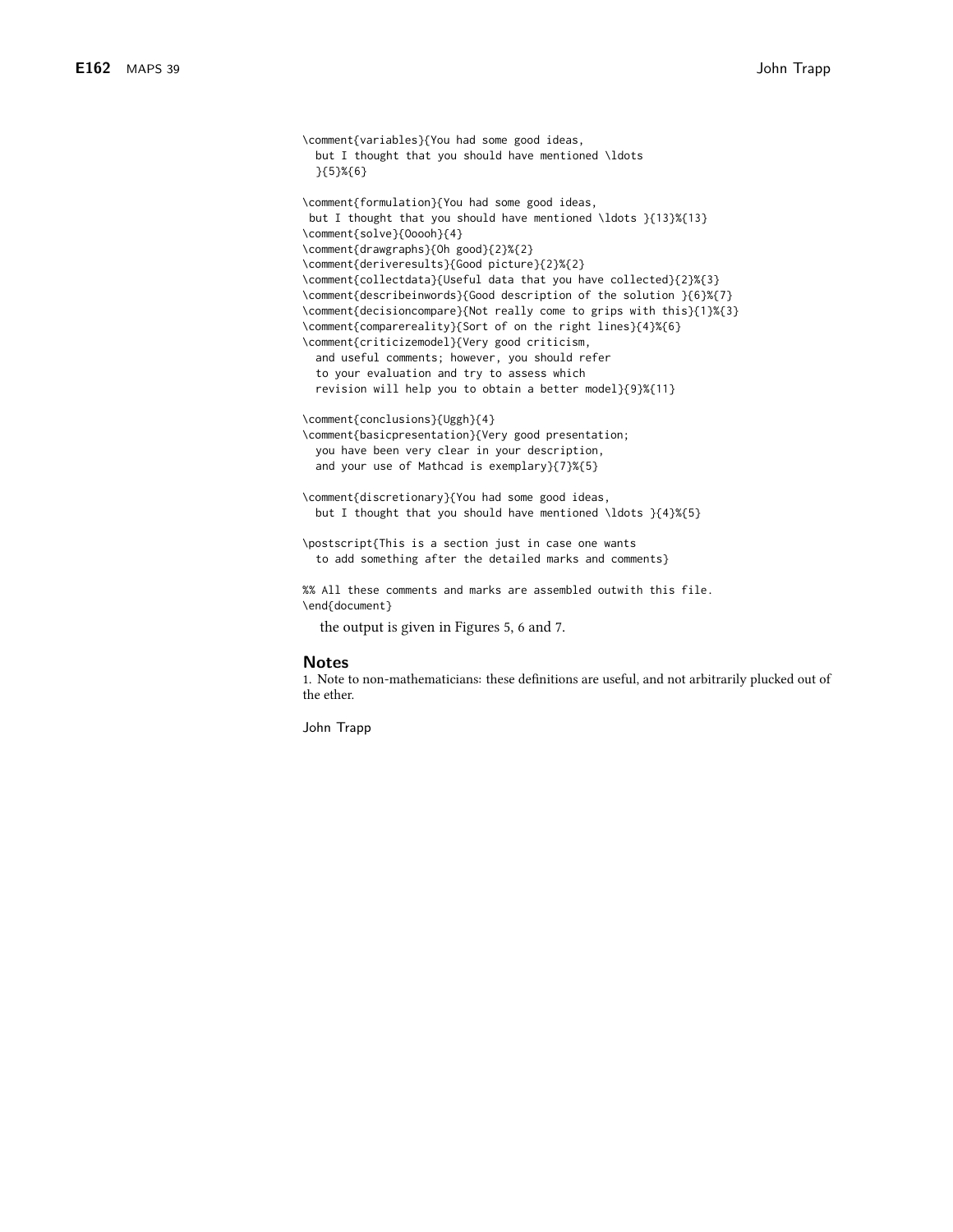```
\comment{variables}{You had some good ideas,
  but I thought that you should have mentioned \ldots
  }{5}%{6}

\comment{formulation}{You had some good ideas,
 but I thought that you should have mentioned \ldots }{13}%{13}
\comment{solve}{Ooooh}{4}
\comment{drawgraphs}{Oh good}{2}%{2}
\comment{deriveresults}{Good picture}{2}%{2}
\comment{collectdata}{Useful data that you have collected}{2}%{3}
\comment{describeinwords}{Good description of the solution }{6}%{7}
\comment{decisioncompare}{Not really come to grips with this}{1}%{3}
\comment{comparereality}{Sort of on the right lines}{4}%{6}
\comment{criticizemodel}{Very good criticism,
  and useful comments; however, you should refer
  to your evaluation and try to assess which
  revision will help you to obtain a better model}{9}%{11}

\comment{conclusions}{Uggh}{4}
\comment{basicpresentation}{Very good presentation;
  you have been very clear in your description,
  and your use of Mathcad is exemplary}{7}%{5}

\comment{discretionary}{You had some good ideas,
  but I thought that you should have mentioned \ldots }{4}%{5}

\postscript{This is a section just in case one wants
  to add something after the detailed marks and comments}

%% All these comments and marks are assembled outwith this file.
\end{document}
```

the output is given in Figures 5, 6 and 7.

## Notes

1. Note to non-mathematicians: these definitions are useful, and not arbitrarily plucked out of the ether.

John Trapp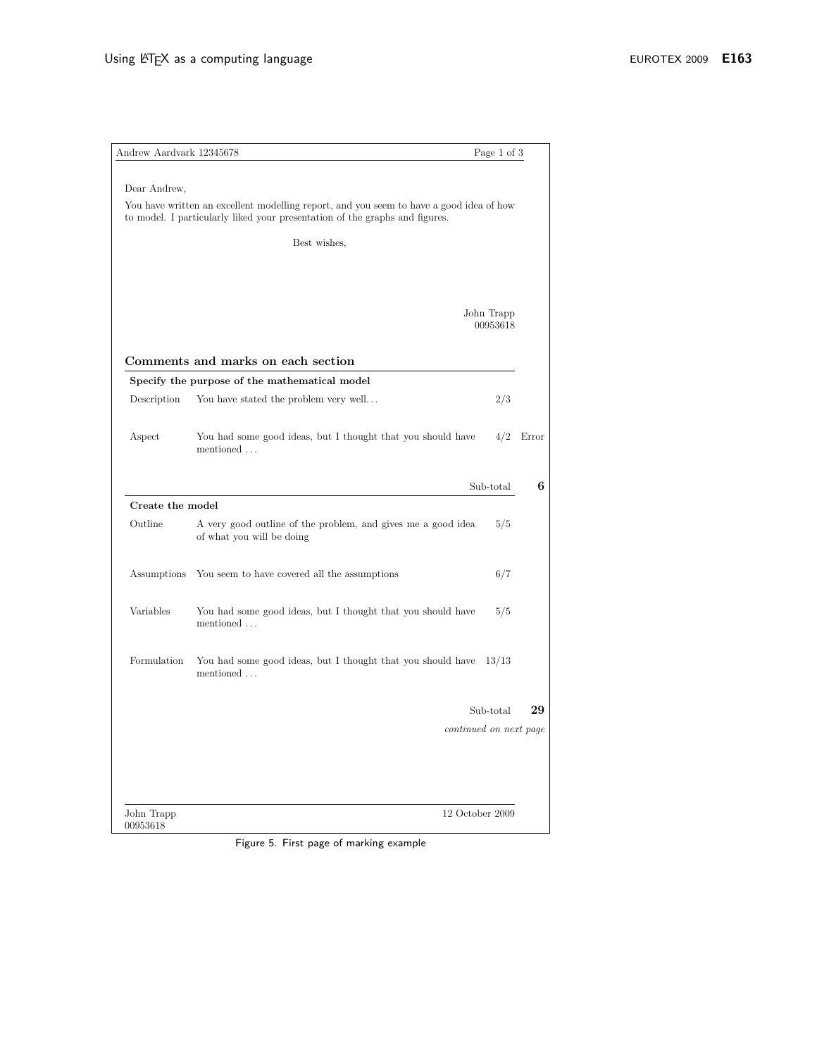Andrew Aardvark 12345678 | Page 1 of 3

Dear Andrew,

You have written an excellent modelling report, and you seem to have a good idea of how to model. I particularly liked your presentation of the graphs and figures.

Best wishes,

John Trapp
00953618

### Comments and marks on each section

**Specify the purpose of the mathematical model**

| | | | |
|---|---|---|---|
| Description | You have stated the problem very well. . . | 2/3 | |
| Aspect | You had some good ideas, but I thought that you should have mentioned . . . | 4/2 | Error |
| | | Sub-total | **6** |

**Create the model**

| | | | |
|---|---|---|---|
| Outline | A very good outline of the problem, and gives me a good idea of what you will be doing | 5/5 | |
| Assumptions | You seem to have covered all the assumptions | 6/7 | |
| Variables | You had some good ideas, but I thought that you should have mentioned . . . | 5/5 | |
| Formulation | You had some good ideas, but I thought that you should have mentioned . . . | 13/13 | |
| | | Sub-total | **29** |

*continued on next page*

John Trapp
00953618 | 12 October 2009

Figure 5. First page of marking example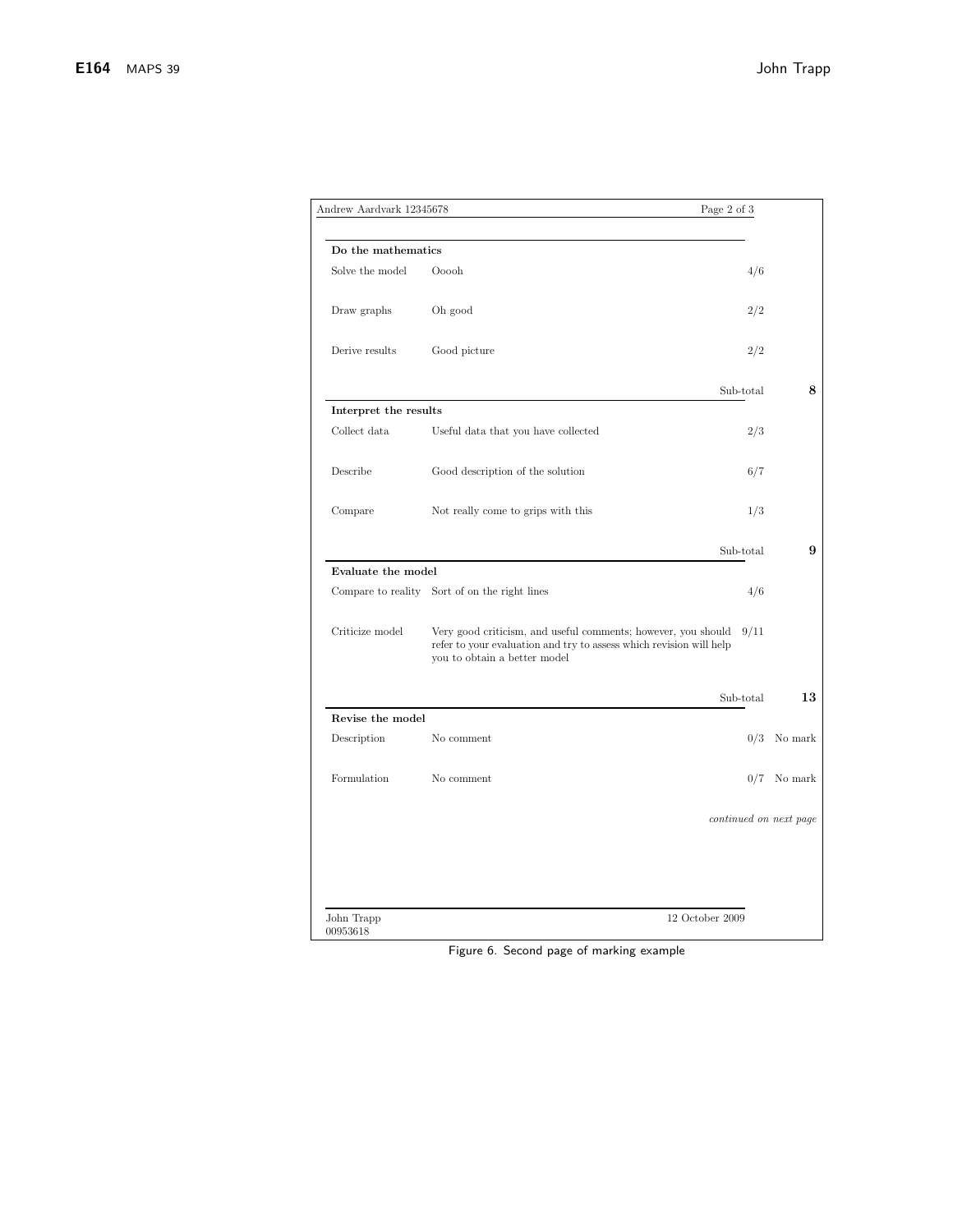Andrew Aardvark 12345678 Page 2 of 3

**Do the mathematics**

| | | | |
|---|---|---|---|
| Solve the model | Ooooh | 4/6 | |
| Draw graphs | Oh good | 2/2 | |
| Derive results | Good picture | 2/2 | |
| | | Sub-total | **8** |

**Interpret the results**

| | | | |
|---|---|---|---|
| Collect data | Useful data that you have collected | 2/3 | |
| Describe | Good description of the solution | 6/7 | |
| Compare | Not really come to grips with this | 1/3 | |
| | | Sub-total | **9** |

**Evaluate the model**

| | | | |
|---|---|---|---|
| Compare to reality | Sort of on the right lines | 4/6 | |
| Criticize model | Very good criticism, and useful comments; however, you should refer to your evaluation and try to assess which revision will help you to obtain a better model | 9/11 | |
| | | Sub-total | **13** |

**Revise the model**

| | | | |
|---|---|---|---|
| Description | No comment | 0/3 | No mark |
| Formulation | No comment | 0/7 | No mark |

*continued on next page*

John Trapp
00953618 12 October 2009

Figure 6. Second page of marking example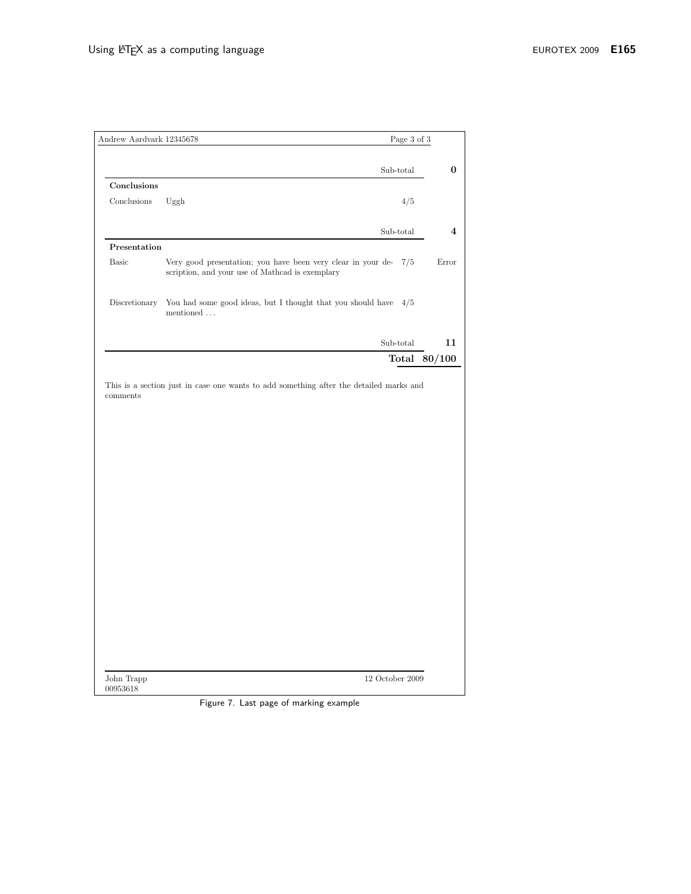Andrew Aardvark 12345678 Page 3 of 3

| | | | |
|---|---|---|---|
| | | Sub-total | **0** |
| **Conclusions** | | | |
| Conclusions | Uggh | 4/5 | |
| | | Sub-total | **4** |
| **Presentation** | | | |
| Basic | Very good presentation; you have been very clear in your description, and your use of Mathcad is exemplary | 7/5 | Error |
| Discretionary | You had some good ideas, but I thought that you should have mentioned … | 4/5 | |
| | | Sub-total | **11** |
| | | **Total** | **80/100** |

This is a section just in case one wants to add something after the detailed marks and comments

John Trapp
00953618

12 October 2009

Figure 7. Last page of marking example